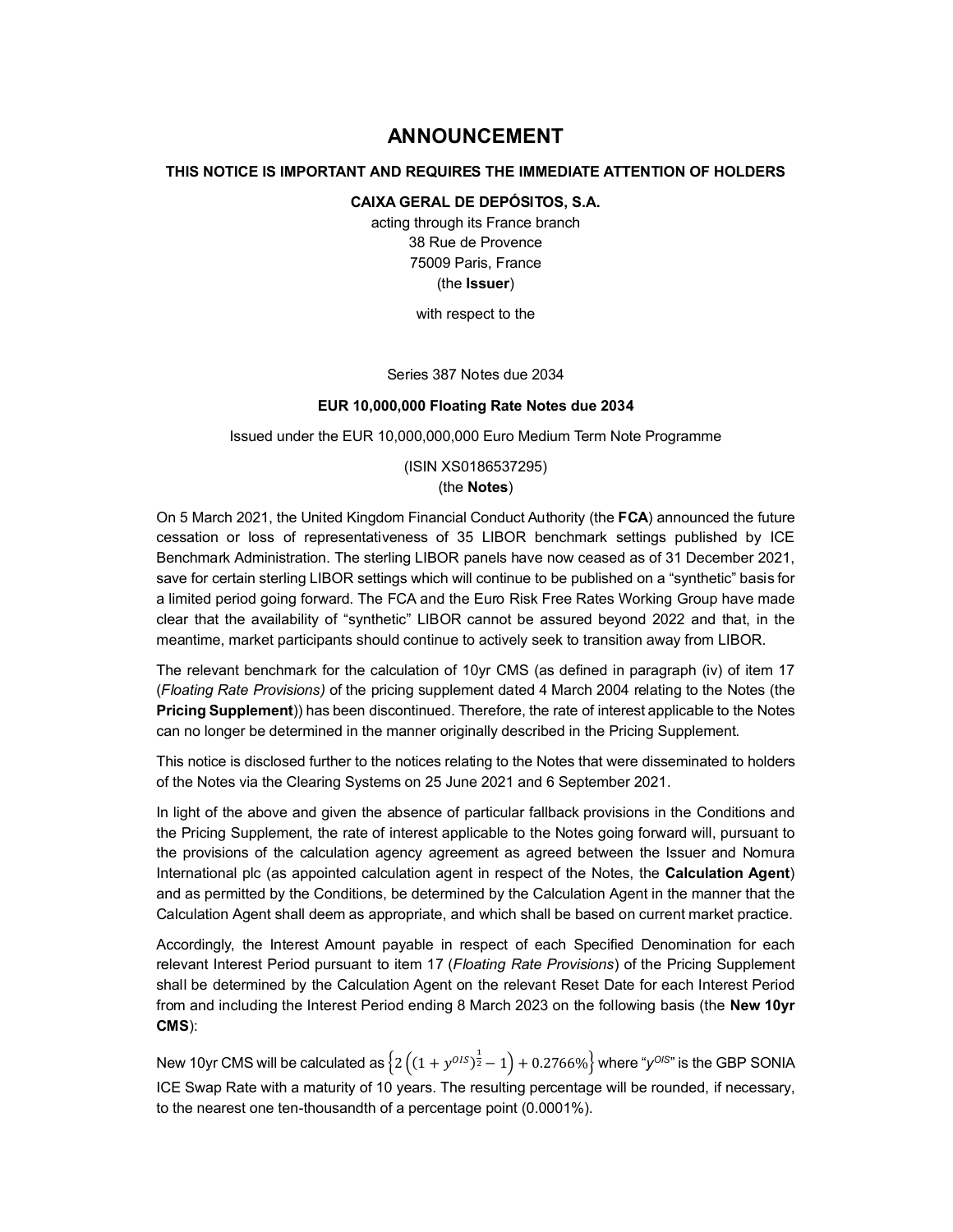# ANNOUNCEMENT

**THIS NOTICE IS IMPORTANT AND REQUIRES THE IMMEDIATE ATTENTION OF HOLDERS**

**CAIXA GERAL DE DEPÓSITOS, S.A.**

acting through its France branch
38 Rue de Provence
75009 Paris, France
(the **Issuer**)

with respect to the

Series 387 Notes due 2034

**EUR 10,000,000 Floating Rate Notes due 2034**

Issued under the EUR 10,000,000,000 Euro Medium Term Note Programme

(ISIN XS0186537295)
(the **Notes**)

On 5 March 2021, the United Kingdom Financial Conduct Authority (the **FCA**) announced the future cessation or loss of representativeness of 35 LIBOR benchmark settings published by ICE Benchmark Administration. The sterling LIBOR panels have now ceased as of 31 December 2021, save for certain sterling LIBOR settings which will continue to be published on a "synthetic" basis for a limited period going forward. The FCA and the Euro Risk Free Rates Working Group have made clear that the availability of "synthetic" LIBOR cannot be assured beyond 2022 and that, in the meantime, market participants should continue to actively seek to transition away from LIBOR.

The relevant benchmark for the calculation of 10yr CMS (as defined in paragraph (iv) of item 17 (*Floating Rate Provisions)* of the pricing supplement dated 4 March 2004 relating to the Notes (the **Pricing Supplement**)) has been discontinued. Therefore, the rate of interest applicable to the Notes can no longer be determined in the manner originally described in the Pricing Supplement.

This notice is disclosed further to the notices relating to the Notes that were disseminated to holders of the Notes via the Clearing Systems on 25 June 2021 and 6 September 2021.

In light of the above and given the absence of particular fallback provisions in the Conditions and the Pricing Supplement, the rate of interest applicable to the Notes going forward will, pursuant to the provisions of the calculation agency agreement as agreed between the Issuer and Nomura International plc (as appointed calculation agent in respect of the Notes, the **Calculation Agent**) and as permitted by the Conditions, be determined by the Calculation Agent in the manner that the Calculation Agent shall deem as appropriate, and which shall be based on current market practice.

Accordingly, the Interest Amount payable in respect of each Specified Denomination for each relevant Interest Period pursuant to item 17 (*Floating Rate Provisions*) of the Pricing Supplement shall be determined by the Calculation Agent on the relevant Reset Date for each Interest Period from and including the Interest Period ending 8 March 2023 on the following basis (the **New 10yr CMS**):

New 10yr CMS will be calculated as $\left\{2\left((1+y^{OIS})^{\frac{1}{2}}-1\right)+0.2766\%\right\}$ where "$y^{OIS}$" is the GBP SONIA ICE Swap Rate with a maturity of 10 years. The resulting percentage will be rounded, if necessary, to the nearest one ten-thousandth of a percentage point (0.0001%).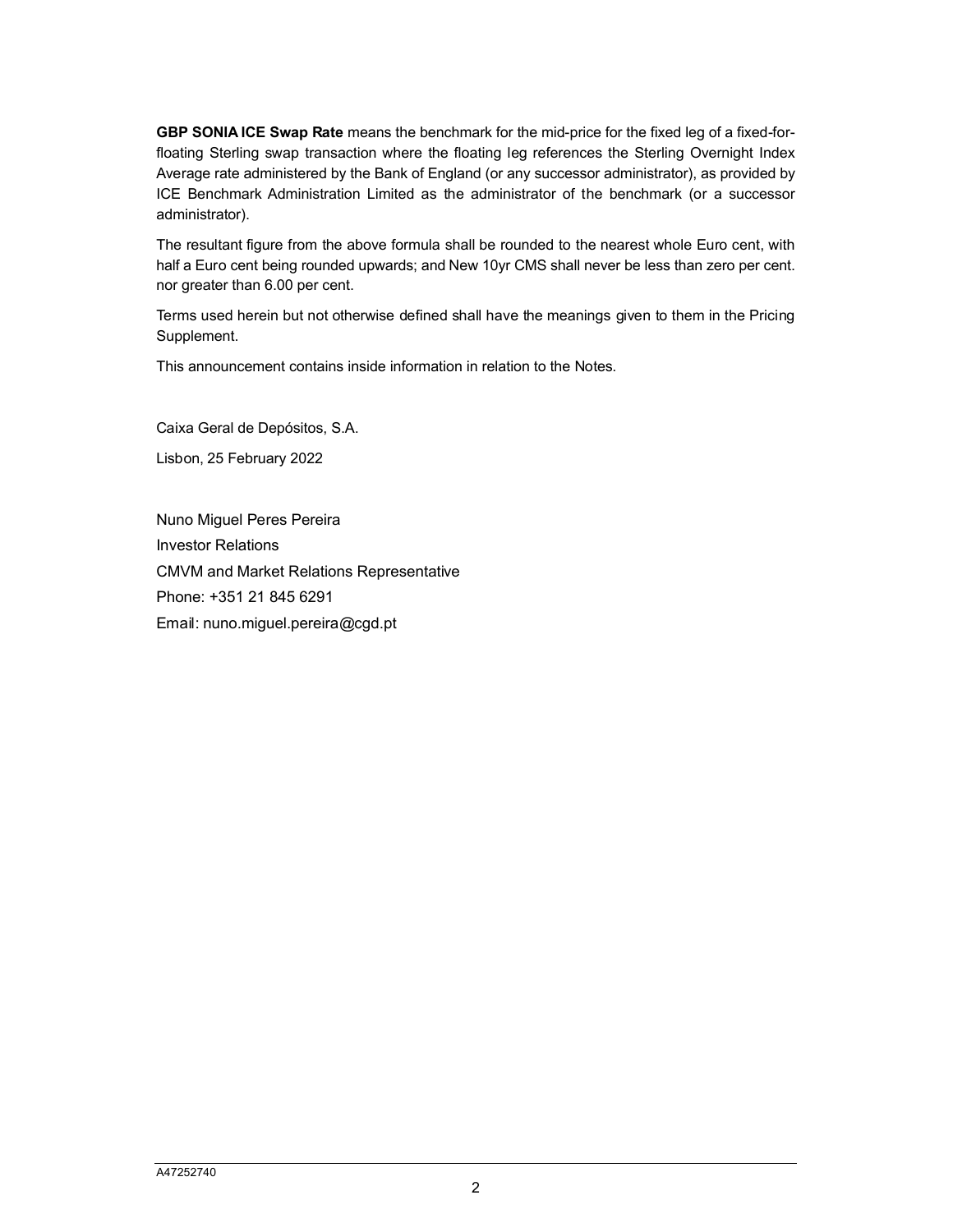**GBP SONIA ICE Swap Rate** means the benchmark for the mid-price for the fixed leg of a fixed-for-floating Sterling swap transaction where the floating leg references the Sterling Overnight Index Average rate administered by the Bank of England (or any successor administrator), as provided by ICE Benchmark Administration Limited as the administrator of the benchmark (or a successor administrator).

The resultant figure from the above formula shall be rounded to the nearest whole Euro cent, with half a Euro cent being rounded upwards; and New 10yr CMS shall never be less than zero per cent. nor greater than 6.00 per cent.

Terms used herein but not otherwise defined shall have the meanings given to them in the Pricing Supplement.

This announcement contains inside information in relation to the Notes.

Caixa Geral de Depósitos, S.A.

Lisbon, 25 February 2022

Nuno Miguel Peres Pereira

Investor Relations

CMVM and Market Relations Representative

Phone: +351 21 845 6291

Email: nuno.miguel.pereira@cgd.pt

A47252740